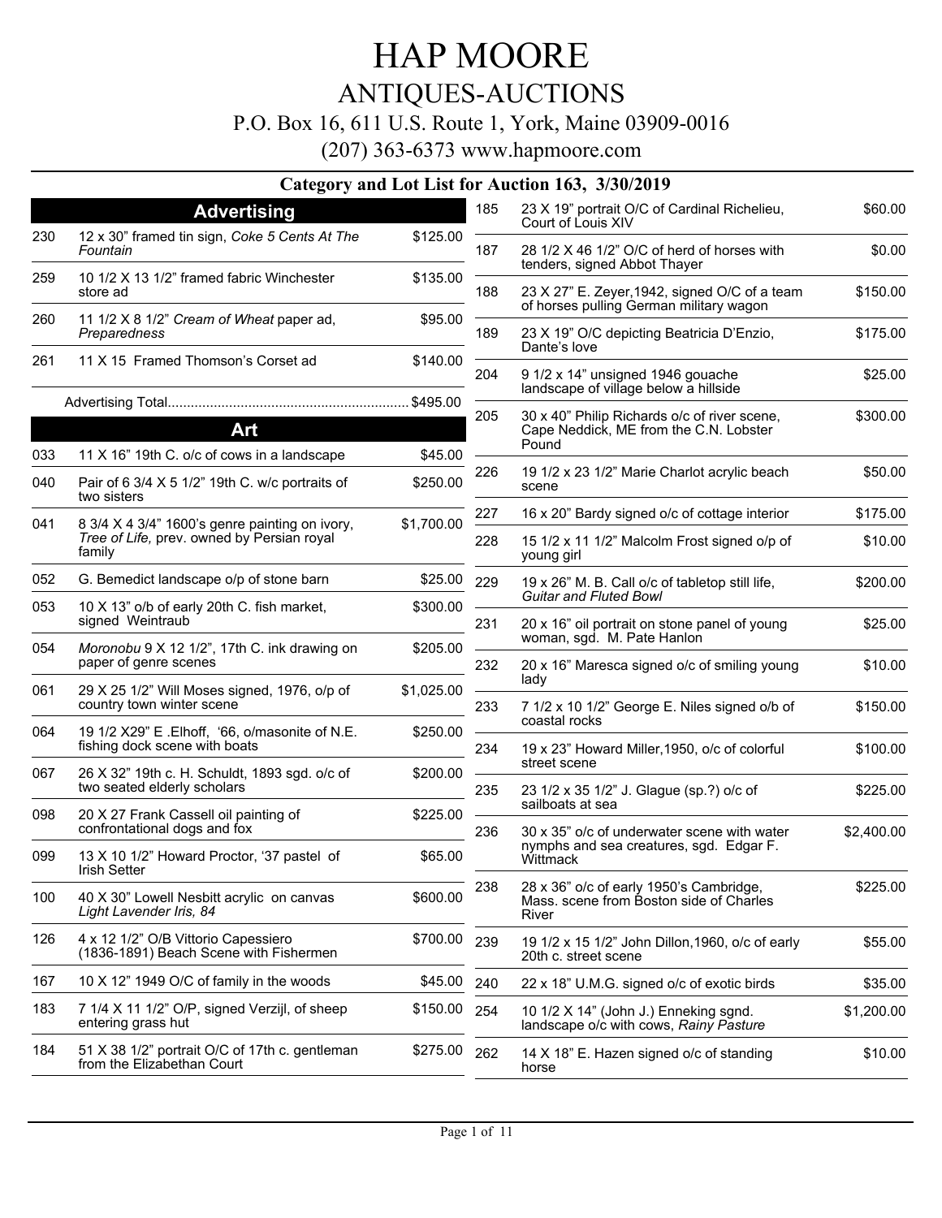# HAP MOORE

## ANTIQUES-AUCTIONS

P.O. Box 16, 611 U.S. Route 1, York, Maine 03909-0016

(207) 363-6373 www.hapmoore.com

### Category and Lot List for Auction 163, 3/30/2019

## Advertising

| Lot | Description | Price |
|---|---|---|
| 230 | 12 x 30" framed tin sign, *Coke 5 Cents At The Fountain* | $125.00 |
| 259 | 10 1/2 X 13 1/2" framed fabric Winchester store ad | $135.00 |
| 260 | 11 1/2 X 8 1/2" *Cream of Wheat* paper ad, *Preparedness* | $95.00 |
| 261 | 11 X 15 Framed Thomson's Corset ad | $140.00 |

Advertising Total.............................................................. $495.00

## Art

| Lot | Description | Price |
|---|---|---|
| 033 | 11 X 16" 19th C. o/c of cows in a landscape | $45.00 |
| 040 | Pair of 6 3/4 X 5 1/2" 19th C. w/c portraits of two sisters | $250.00 |
| 041 | 8 3/4 X 4 3/4" 1600's genre painting on ivory, *Tree of Life,* prev. owned by Persian royal family | $1,700.00 |
| 052 | G. Bemedict landscape o/p of stone barn | $25.00 |
| 053 | 10 X 13" o/b of early 20th C. fish market, signed Weintraub | $300.00 |
| 054 | *Moronobu* 9 X 12 1/2", 17th C. ink drawing on paper of genre scenes | $205.00 |
| 061 | 29 X 25 1/2" Will Moses signed, 1976, o/p of country town winter scene | $1,025.00 |
| 064 | 19 1/2 X29" E .Elhoff, '66, o/masonite of N.E. fishing dock scene with boats | $250.00 |
| 067 | 26 X 32" 19th c. H. Schuldt, 1893 sgd. o/c of two seated elderly scholars | $200.00 |
| 098 | 20 X 27 Frank Cassell oil painting of confrontational dogs and fox | $225.00 |
| 099 | 13 X 10 1/2" Howard Proctor, '37 pastel of Irish Setter | $65.00 |
| 100 | 40 X 30" Lowell Nesbitt acrylic on canvas *Light Lavender Iris, 84* | $600.00 |
| 126 | 4 x 12 1/2" O/B Vittorio Capessiero (1836-1891) Beach Scene with Fishermen | $700.00 |
| 167 | 10 X 12" 1949 O/C of family in the woods | $45.00 |
| 183 | 7 1/4 X 11 1/2" O/P, signed Verzijl, of sheep entering grass hut | $150.00 |
| 184 | 51 X 38 1/2" portrait O/C of 17th c. gentleman from the Elizabethan Court | $275.00 |
| 185 | 23 X 19" portrait O/C of Cardinal Richelieu, Court of Louis XIV | $60.00 |
| 187 | 28 1/2 X 46 1/2" O/C of herd of horses with tenders, signed Abbot Thayer | $0.00 |
| 188 | 23 X 27" E. Zeyer,1942, signed O/C of a team of horses pulling German military wagon | $150.00 |
| 189 | 23 X 19" O/C depicting Beatricia D'Enzio, Dante's love | $175.00 |
| 204 | 9 1/2 x 14" unsigned 1946 gouache landscape of village below a hillside | $25.00 |
| 205 | 30 x 40" Philip Richards o/c of river scene, Cape Neddick, ME from the C.N. Lobster Pound | $300.00 |
| 226 | 19 1/2 x 23 1/2" Marie Charlot acrylic beach scene | $50.00 |
| 227 | 16 x 20" Bardy signed o/c of cottage interior | $175.00 |
| 228 | 15 1/2 x 11 1/2" Malcolm Frost signed o/p of young girl | $10.00 |
| 229 | 19 x 26" M. B. Call o/c of tabletop still life, *Guitar and Fluted Bowl* | $200.00 |
| 231 | 20 x 16" oil portrait on stone panel of young woman, sgd. M. Pate Hanlon | $25.00 |
| 232 | 20 x 16" Maresca signed o/c of smiling young lady | $10.00 |
| 233 | 7 1/2 x 10 1/2" George E. Niles signed o/b of coastal rocks | $150.00 |
| 234 | 19 x 23" Howard Miller,1950, o/c of colorful street scene | $100.00 |
| 235 | 23 1/2 x 35 1/2" J. Glague (sp.?) o/c of sailboats at sea | $225.00 |
| 236 | 30 x 35" o/c of underwater scene with water nymphs and sea creatures, sgd. Edgar F. Wittmack | $2,400.00 |
| 238 | 28 x 36" o/c of early 1950's Cambridge, Mass. scene from Boston side of Charles River | $225.00 |
| 239 | 19 1/2 x 15 1/2" John Dillon,1960, o/c of early 20th c. street scene | $55.00 |
| 240 | 22 x 18" U.M.G. signed o/c of exotic birds | $35.00 |
| 254 | 10 1/2 x 14" (John J.) Enneking sgnd. landscape o/c with cows, *Rainy Pasture* | $1,200.00 |
| 262 | 14 X 18" E. Hazen signed o/c of standing horse | $10.00 |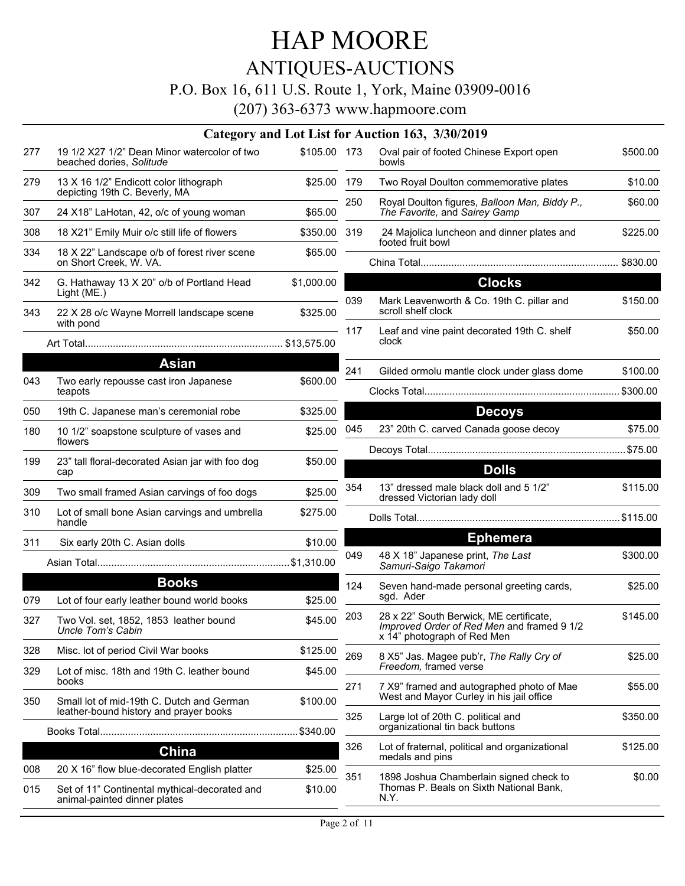# HAP MOORE

## ANTIQUES-AUCTIONS

P.O. Box 16, 611 U.S. Route 1, York, Maine 03909-0016

(207) 363-6373 www.hapmoore.com

### Category and Lot List for Auction 163, 3/30/2019

| Lot | Description | Price |
|---|---|---|
| 277 | 19 1/2 X27 1/2" Dean Minor watercolor of two beached dories, *Solitude* | $105.00 |
| 279 | 13 X 16 1/2" Endicott color lithograph depicting 19th C. Beverly, MA | $25.00 |
| 307 | 24 X18" LaHotan, 42, o/c of young woman | $65.00 |
| 308 | 18 X21" Emily Muir o/c still life of flowers | $350.00 |
| 334 | 18 X 22" Landscape o/b of forest river scene on Short Creek, W. VA. | $65.00 |
| 342 | G. Hathaway 13 X 20" o/b of Portland Head Light (ME.) | $1,000.00 |
| 343 | 22 X 28 o/c Wayne Morrell landscape scene with pond | $325.00 |
| | Art Total | $13,575.00 |

## Asian

| Lot | Description | Price |
|---|---|---|
| 043 | Two early repousse cast iron Japanese teapots | $600.00 |
| 050 | 19th C. Japanese man's ceremonial robe | $325.00 |
| 180 | 10 1/2" soapstone sculpture of vases and flowers | $25.00 |
| 199 | 23" tall floral-decorated Asian jar with foo dog cap | $50.00 |
| 309 | Two small framed Asian carvings of foo dogs | $25.00 |
| 310 | Lot of small bone Asian carvings and umbrella handle | $275.00 |
| 311 | Six early 20th C. Asian dolls | $10.00 |
| | Asian Total | $1,310.00 |

## Books

| Lot | Description | Price |
|---|---|---|
| 079 | Lot of four early leather bound world books | $25.00 |
| 327 | Two Vol. set, 1852, 1853 leather bound *Uncle Tom's Cabin* | $45.00 |
| 328 | Misc. lot of period Civil War books | $125.00 |
| 329 | Lot of misc. 18th and 19th C. leather bound books | $45.00 |
| 350 | Small lot of mid-19th C. Dutch and German leather-bound history and prayer books | $100.00 |
| | Books Total | $340.00 |

## China

| Lot | Description | Price |
|---|---|---|
| 008 | 20 X 16" flow blue-decorated English platter | $25.00 |
| 015 | Set of 11" Continental mythical-decorated and animal-painted dinner plates | $10.00 |
| 173 | Oval pair of footed Chinese Export open bowls | $500.00 |
| 179 | Two Royal Doulton commemorative plates | $10.00 |
| 250 | Royal Doulton figures, *Balloon Man, Biddy P., The Favorite,* and *Sairey Gamp* | $60.00 |
| 319 | 24 Majolica luncheon and dinner plates and footed fruit bowl | $225.00 |
| | China Total | $830.00 |

## Clocks

| Lot | Description | Price |
|---|---|---|
| 039 | Mark Leavenworth & Co. 19th C. pillar and scroll shelf clock | $150.00 |
| 117 | Leaf and vine paint decorated 19th C. shelf clock | $50.00 |
| 241 | Gilded ormolu mantle clock under glass dome | $100.00 |
| | Clocks Total | $300.00 |

## Decoys

| Lot | Description | Price |
|---|---|---|
| 045 | 23" 20th C. carved Canada goose decoy | $75.00 |
| | Decoys Total | $75.00 |

## Dolls

| Lot | Description | Price |
|---|---|---|
| 354 | 13" dressed male black doll and 5 1/2" dressed Victorian lady doll | $115.00 |
| | Dolls Total | $115.00 |

## Ephemera

| Lot | Description | Price |
|---|---|---|
| 049 | 48 X 18" Japanese print, *The Last Samuri-Saigo Takamori* | $300.00 |
| 124 | Seven hand-made personal greeting cards, sgd. Ader | $25.00 |
| 203 | 28 x 22" South Berwick, ME certificate, *Improved Order of Red Men* and framed 9 1/2 x 14" photograph of Red Men | $145.00 |
| 269 | 8 X5" Jas. Magee pub'r, *The Rally Cry of Freedom,* framed verse | $25.00 |
| 271 | 7 X9" framed and autographed photo of Mae West and Mayor Curley in his jail office | $55.00 |
| 325 | Large lot of 20th C. political and organizational tin back buttons | $350.00 |
| 326 | Lot of fraternal, political and organizational medals and pins | $125.00 |
| 351 | 1898 Joshua Chamberlain signed check to Thomas P. Beals on Sixth National Bank, N.Y. | $0.00 |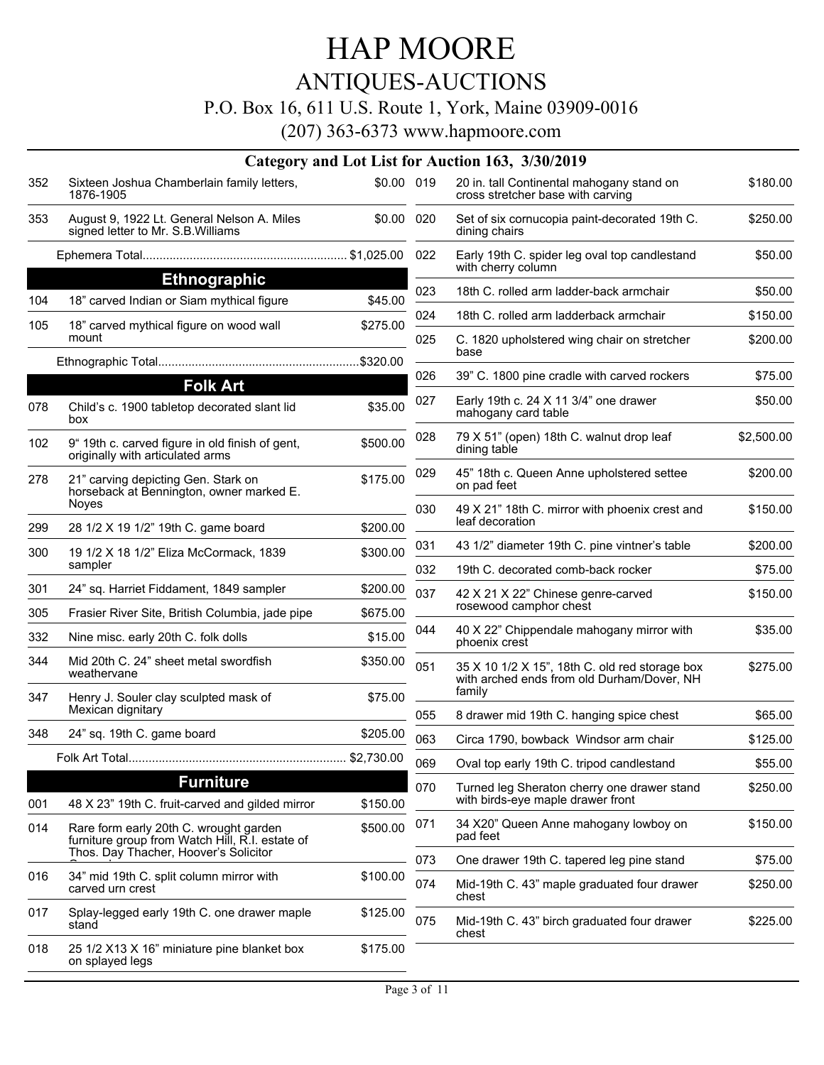# HAP MOORE

## ANTIQUES-AUCTIONS

P.O. Box 16, 611 U.S. Route 1, York, Maine 03909-0016

(207) 363-6373 www.hapmoore.com

### Category and Lot List for Auction 163, 3/30/2019

| Lot | Description | Price |
|---|---|---|
| 352 | Sixteen Joshua Chamberlain family letters, 1876-1905 | $0.00 |
| 353 | August 9, 1922 Lt. General Nelson A. Miles signed letter to Mr. S.B.Williams | $0.00 |
| | Ephemera Total | $1,025.00 |

### Ethnographic

| Lot | Description | Price |
|---|---|---|
| 104 | 18" carved Indian or Siam mythical figure | $45.00 |
| 105 | 18" carved mythical figure on wood wall mount | $275.00 |
| | Ethnographic Total | $320.00 |

### Folk Art

| Lot | Description | Price |
|---|---|---|
| 078 | Child's c. 1900 tabletop decorated slant lid box | $35.00 |
| 102 | 9" 19th c. carved figure in old finish of gent, originally with articulated arms | $500.00 |
| 278 | 21" carving depicting Gen. Stark on horseback at Bennington, owner marked E. Noyes | $175.00 |
| 299 | 28 1/2 X 19 1/2" 19th C. game board | $200.00 |
| 300 | 19 1/2 X 18 1/2" Eliza McCormack, 1839 sampler | $300.00 |
| 301 | 24" sq. Harriet Fiddament, 1849 sampler | $200.00 |
| 305 | Frasier River Site, British Columbia, jade pipe | $675.00 |
| 332 | Nine misc. early 20th C. folk dolls | $15.00 |
| 344 | Mid 20th C. 24" sheet metal swordfish weathervane | $350.00 |
| 347 | Henry J. Souler clay sculpted mask of Mexican dignitary | $75.00 |
| 348 | 24" sq. 19th C. game board | $205.00 |
| | Folk Art Total | $2,730.00 |

### Furniture

| Lot | Description | Price |
|---|---|---|
| 001 | 48 X 23" 19th C. fruit-carved and gilded mirror | $150.00 |
| 014 | Rare form early 20th C. wrought garden furniture group from Watch Hill, R.I. estate of Thos. Day Thacher, Hoover's Solicitor General | $500.00 |
| 016 | 34" mid 19th C. split column mirror with carved urn crest | $100.00 |
| 017 | Splay-legged early 19th C. one drawer maple stand | $125.00 |
| 018 | 25 1/2 X13 X 16" miniature pine blanket box on splayed legs | $175.00 |
| 019 | 20 in. tall Continental mahogany stand on cross stretcher base with carving | $180.00 |
| 020 | Set of six cornucopia paint-decorated 19th C. dining chairs | $250.00 |
| 022 | Early 19th C. spider leg oval top candlestand with cherry column | $50.00 |
| 023 | 18th C. rolled arm ladder-back armchair | $50.00 |
| 024 | 18th C. rolled arm ladderback armchair | $150.00 |
| 025 | C. 1820 upholstered wing chair on stretcher base | $200.00 |
| 026 | 39" C. 1800 pine cradle with carved rockers | $75.00 |
| 027 | Early 19th c. 24 X 11 3/4" one drawer mahogany card table | $50.00 |
| 028 | 79 X 51" (open) 18th C. walnut drop leaf dining table | $2,500.00 |
| 029 | 45" 18th c. Queen Anne upholstered settee on pad feet | $200.00 |
| 030 | 49 X 21" 18th C. mirror with phoenix crest and leaf decoration | $150.00 |
| 031 | 43 1/2" diameter 19th C. pine vintner's table | $200.00 |
| 032 | 19th C. decorated comb-back rocker | $75.00 |
| 037 | 42 X 21 X 22" Chinese genre-carved rosewood camphor chest | $150.00 |
| 044 | 40 X 22" Chippendale mahogany mirror with phoenix crest | $35.00 |
| 051 | 35 X 10 1/2 X 15", 18th C. old red storage box with arched ends from old Durham/Dover, NH family | $275.00 |
| 055 | 8 drawer mid 19th C. hanging spice chest | $65.00 |
| 063 | Circa 1790, bowback Windsor arm chair | $125.00 |
| 069 | Oval top early 19th C. tripod candlestand | $55.00 |
| 070 | Turned leg Sheraton cherry one drawer stand with birds-eye maple drawer front | $250.00 |
| 071 | 34 X20" Queen Anne mahogany lowboy on pad feet | $150.00 |
| 073 | One drawer 19th C. tapered leg pine stand | $75.00 |
| 074 | Mid-19th C. 43" maple graduated four drawer chest | $250.00 |
| 075 | Mid-19th C. 43" birch graduated four drawer chest | $225.00 |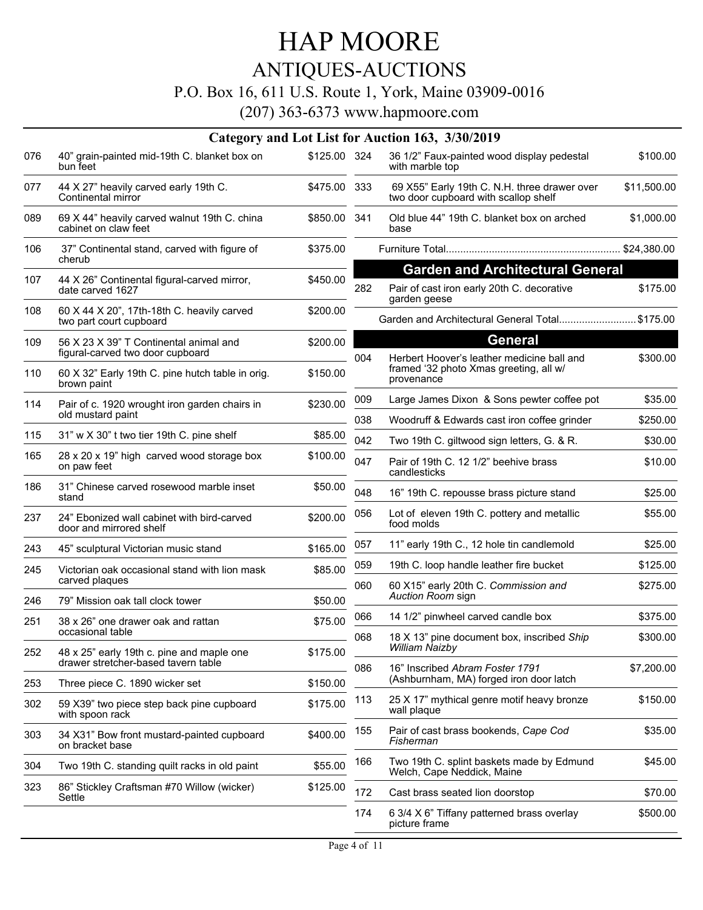# HAP MOORE

## ANTIQUES-AUCTIONS

P.O. Box 16, 611 U.S. Route 1, York, Maine 03909-0016

(207) 363-6373 www.hapmoore.com

### Category and Lot List for Auction 163, 3/30/2019

| Lot | Description | Price |
|---|---|---|
| 076 | 40" grain-painted mid-19th C. blanket box on bun feet | $125.00 |
| 077 | 44 X 27" heavily carved early 19th C. Continental mirror | $475.00 |
| 089 | 69 X 44" heavily carved walnut 19th C. china cabinet on claw feet | $850.00 |
| 106 | 37" Continental stand, carved with figure of cherub | $375.00 |
| 107 | 44 X 26" Continental figural-carved mirror, date carved 1627 | $450.00 |
| 108 | 60 X 44 X 20", 17th-18th C. heavily carved two part court cupboard | $200.00 |
| 109 | 56 X 23 X 39" T Continental animal and figural-carved two door cupboard | $200.00 |
| 110 | 60 X 32" Early 19th C. pine hutch table in orig. brown paint | $150.00 |
| 114 | Pair of c. 1920 wrought iron garden chairs in old mustard paint | $230.00 |
| 115 | 31" w X 30" t two tier 19th C. pine shelf | $85.00 |
| 165 | 28 x 20 x 19" high carved wood storage box on paw feet | $100.00 |
| 186 | 31" Chinese carved rosewood marble inset stand | $50.00 |
| 237 | 24" Ebonized wall cabinet with bird-carved door and mirrored shelf | $200.00 |
| 243 | 45" sculptural Victorian music stand | $165.00 |
| 245 | Victorian oak occasional stand with lion mask carved plaques | $85.00 |
| 246 | 79" Mission oak tall clock tower | $50.00 |
| 251 | 38 x 26" one drawer oak and rattan occasional table | $75.00 |
| 252 | 48 x 25" early 19th c. pine and maple one drawer stretcher-based tavern table | $175.00 |
| 253 | Three piece C. 1890 wicker set | $150.00 |
| 302 | 59 X39" two piece step back pine cupboard with spoon rack | $175.00 |
| 303 | 34 X31" Bow front mustard-painted cupboard on bracket base | $400.00 |
| 304 | Two 19th C. standing quilt racks in old paint | $55.00 |
| 323 | 86" Stickley Craftsman #70 Willow (wicker) Settle | $125.00 |
| 324 | 36 1/2" Faux-painted wood display pedestal with marble top | $100.00 |
| 333 | 69 X55" Early 19th C. N.H. three drawer over two door cupboard with scallop shelf | $11,500.00 |
| 341 | Old blue 44" 19th C. blanket box on arched base | $1,000.00 |

Furniture Total............................................................ $24,380.00

## Garden and Architectural General

| Lot | Description | Price |
|---|---|---|
| 282 | Pair of cast iron early 20th C. decorative garden geese | $175.00 |

Garden and Architectural General Total........................... $175.00

## General

| Lot | Description | Price |
|---|---|---|
| 004 | Herbert Hoover's leather medicine ball and framed '32 photo Xmas greeting, all w/ provenance | $300.00 |
| 009 | Large James Dixon & Sons pewter coffee pot | $35.00 |
| 038 | Woodruff & Edwards cast iron coffee grinder | $250.00 |
| 042 | Two 19th C. giltwood sign letters, G. & R. | $30.00 |
| 047 | Pair of 19th C. 12 1/2" beehive brass candlesticks | $10.00 |
| 048 | 16" 19th C. repousse brass picture stand | $25.00 |
| 056 | Lot of eleven 19th C. pottery and metallic food molds | $55.00 |
| 057 | 11" early 19th C., 12 hole tin candlemold | $25.00 |
| 059 | 19th C. loop handle leather fire bucket | $125.00 |
| 060 | 60 X15" early 20th C. *Commission and Auction Room* sign | $275.00 |
| 066 | 14 1/2" pinwheel carved candle box | $375.00 |
| 068 | 18 X 13" pine document box, inscribed *Ship William Naizby* | $300.00 |
| 086 | 16" Inscribed *Abram Foster 1791* (Ashburnham, MA) forged iron door latch | $7,200.00 |
| 113 | 25 X 17" mythical genre motif heavy bronze wall plaque | $150.00 |
| 155 | Pair of cast brass bookends, *Cape Cod Fisherman* | $35.00 |
| 166 | Two 19th C. splint baskets made by Edmund Welch, Cape Neddick, Maine | $45.00 |
| 172 | Cast brass seated lion doorstop | $70.00 |
| 174 | 6 3/4 X 6" Tiffany patterned brass overlay picture frame | $500.00 |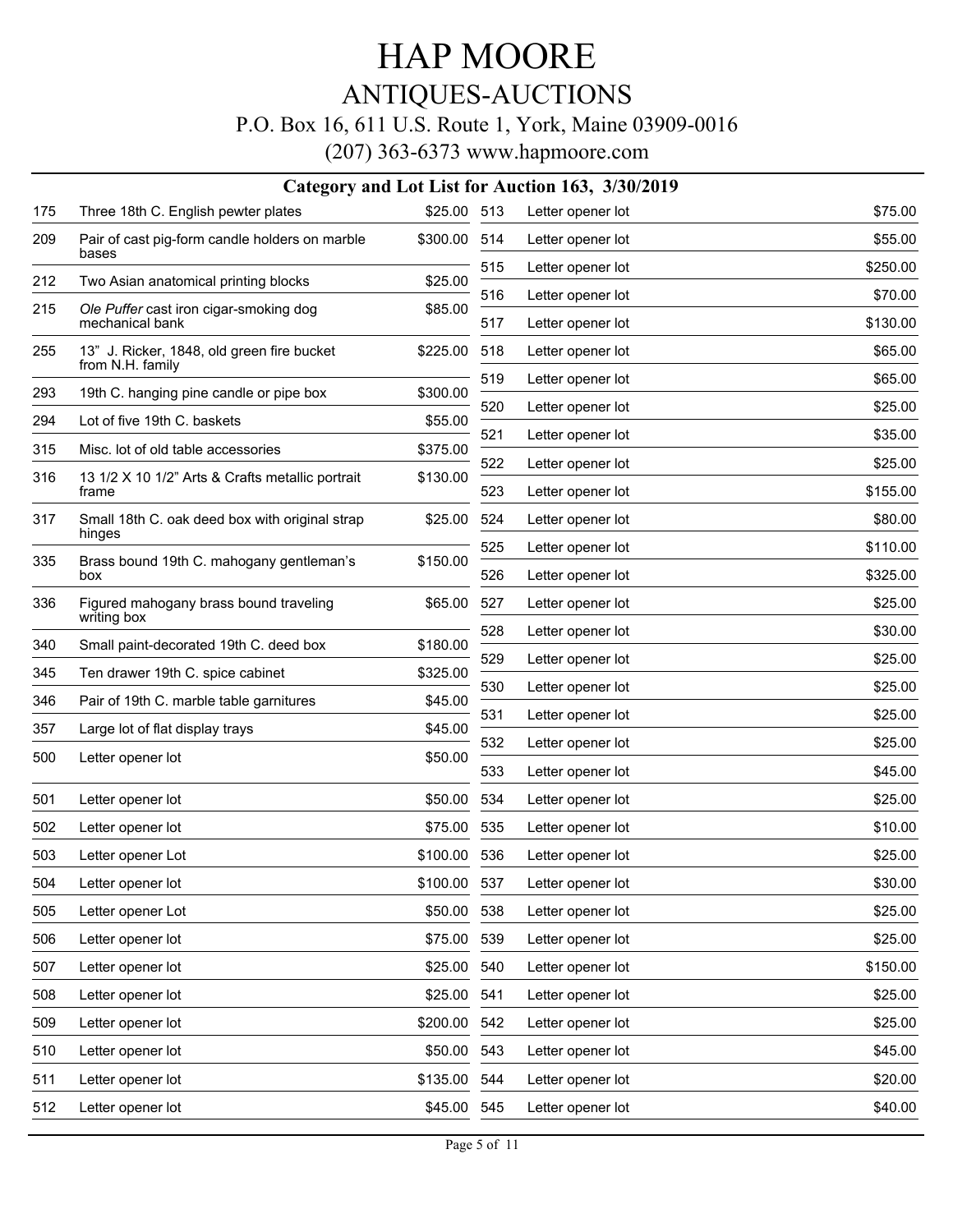# HAP MOORE

## ANTIQUES-AUCTIONS

P.O. Box 16, 611 U.S. Route 1, York, Maine 03909-0016

(207) 363-6373 www.hapmoore.com

### Category and Lot List for Auction 163, 3/30/2019

| Lot | Description | Price |
|---|---|---|
| 175 | Three 18th C. English pewter plates | $25.00 |
| 209 | Pair of cast pig-form candle holders on marble bases | $300.00 |
| 212 | Two Asian anatomical printing blocks | $25.00 |
| 215 | *Ole Puffer* cast iron cigar-smoking dog mechanical bank | $85.00 |
| 255 | 13" J. Ricker, 1848, old green fire bucket from N.H. family | $225.00 |
| 293 | 19th C. hanging pine candle or pipe box | $300.00 |
| 294 | Lot of five 19th C. baskets | $55.00 |
| 315 | Misc. lot of old table accessories | $375.00 |
| 316 | 13 1/2 X 10 1/2" Arts & Crafts metallic portrait frame | $130.00 |
| 317 | Small 18th C. oak deed box with original strap hinges | $25.00 |
| 335 | Brass bound 19th C. mahogany gentleman's box | $150.00 |
| 336 | Figured mahogany brass bound traveling writing box | $65.00 |
| 340 | Small paint-decorated 19th C. deed box | $180.00 |
| 345 | Ten drawer 19th C. spice cabinet | $325.00 |
| 346 | Pair of 19th C. marble table garnitures | $45.00 |
| 357 | Large lot of flat display trays | $45.00 |
| 500 | Letter opener lot | $50.00 |
| 501 | Letter opener lot | $50.00 |
| 502 | Letter opener lot | $75.00 |
| 503 | Letter opener Lot | $100.00 |
| 504 | Letter opener lot | $100.00 |
| 505 | Letter opener Lot | $50.00 |
| 506 | Letter opener lot | $75.00 |
| 507 | Letter opener lot | $25.00 |
| 508 | Letter opener lot | $25.00 |
| 509 | Letter opener lot | $200.00 |
| 510 | Letter opener lot | $50.00 |
| 511 | Letter opener lot | $135.00 |
| 512 | Letter opener lot | $45.00 |
| 513 | Letter opener lot | $75.00 |
| 514 | Letter opener lot | $55.00 |
| 515 | Letter opener lot | $250.00 |
| 516 | Letter opener lot | $70.00 |
| 517 | Letter opener lot | $130.00 |
| 518 | Letter opener lot | $65.00 |
| 519 | Letter opener lot | $65.00 |
| 520 | Letter opener lot | $25.00 |
| 521 | Letter opener lot | $35.00 |
| 522 | Letter opener lot | $25.00 |
| 523 | Letter opener lot | $155.00 |
| 524 | Letter opener lot | $80.00 |
| 525 | Letter opener lot | $110.00 |
| 526 | Letter opener lot | $325.00 |
| 527 | Letter opener lot | $25.00 |
| 528 | Letter opener lot | $30.00 |
| 529 | Letter opener lot | $25.00 |
| 530 | Letter opener lot | $25.00 |
| 531 | Letter opener lot | $25.00 |
| 532 | Letter opener lot | $25.00 |
| 533 | Letter opener lot | $45.00 |
| 534 | Letter opener lot | $25.00 |
| 535 | Letter opener lot | $10.00 |
| 536 | Letter opener lot | $25.00 |
| 537 | Letter opener lot | $30.00 |
| 538 | Letter opener lot | $25.00 |
| 539 | Letter opener lot | $25.00 |
| 540 | Letter opener lot | $150.00 |
| 541 | Letter opener lot | $25.00 |
| 542 | Letter opener lot | $25.00 |
| 543 | Letter opener lot | $45.00 |
| 544 | Letter opener lot | $20.00 |
| 545 | Letter opener lot | $40.00 |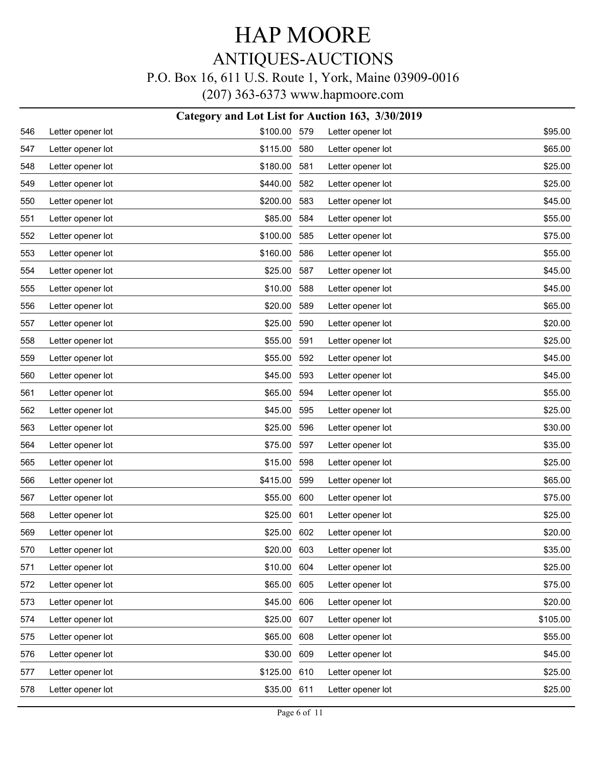# HAP MOORE

## ANTIQUES-AUCTIONS

P.O. Box 16, 611 U.S. Route 1, York, Maine 03909-0016

(207) 363-6373 www.hapmoore.com

### Category and Lot List for Auction 163, 3/30/2019

| Lot | Description | Price |
|---|---|---|
| 546 | Letter opener lot | $100.00 |
| 547 | Letter opener lot | $115.00 |
| 548 | Letter opener lot | $180.00 |
| 549 | Letter opener lot | $440.00 |
| 550 | Letter opener lot | $200.00 |
| 551 | Letter opener lot | $85.00 |
| 552 | Letter opener lot | $100.00 |
| 553 | Letter opener lot | $160.00 |
| 554 | Letter opener lot | $25.00 |
| 555 | Letter opener lot | $10.00 |
| 556 | Letter opener lot | $20.00 |
| 557 | Letter opener lot | $25.00 |
| 558 | Letter opener lot | $55.00 |
| 559 | Letter opener lot | $55.00 |
| 560 | Letter opener lot | $45.00 |
| 561 | Letter opener lot | $65.00 |
| 562 | Letter opener lot | $45.00 |
| 563 | Letter opener lot | $25.00 |
| 564 | Letter opener lot | $75.00 |
| 565 | Letter opener lot | $15.00 |
| 566 | Letter opener lot | $415.00 |
| 567 | Letter opener lot | $55.00 |
| 568 | Letter opener lot | $25.00 |
| 569 | Letter opener lot | $25.00 |
| 570 | Letter opener lot | $20.00 |
| 571 | Letter opener lot | $10.00 |
| 572 | Letter opener lot | $65.00 |
| 573 | Letter opener lot | $45.00 |
| 574 | Letter opener lot | $25.00 |
| 575 | Letter opener lot | $65.00 |
| 576 | Letter opener lot | $30.00 |
| 577 | Letter opener lot | $125.00 |
| 578 | Letter opener lot | $35.00 |
| 579 | Letter opener lot | $95.00 |
| 580 | Letter opener lot | $65.00 |
| 581 | Letter opener lot | $25.00 |
| 582 | Letter opener lot | $25.00 |
| 583 | Letter opener lot | $45.00 |
| 584 | Letter opener lot | $55.00 |
| 585 | Letter opener lot | $75.00 |
| 586 | Letter opener lot | $55.00 |
| 587 | Letter opener lot | $45.00 |
| 588 | Letter opener lot | $45.00 |
| 589 | Letter opener lot | $65.00 |
| 590 | Letter opener lot | $20.00 |
| 591 | Letter opener lot | $25.00 |
| 592 | Letter opener lot | $45.00 |
| 593 | Letter opener lot | $45.00 |
| 594 | Letter opener lot | $55.00 |
| 595 | Letter opener lot | $25.00 |
| 596 | Letter opener lot | $30.00 |
| 597 | Letter opener lot | $35.00 |
| 598 | Letter opener lot | $25.00 |
| 599 | Letter opener lot | $65.00 |
| 600 | Letter opener lot | $75.00 |
| 601 | Letter opener lot | $25.00 |
| 602 | Letter opener lot | $20.00 |
| 603 | Letter opener lot | $35.00 |
| 604 | Letter opener lot | $25.00 |
| 605 | Letter opener lot | $75.00 |
| 606 | Letter opener lot | $20.00 |
| 607 | Letter opener lot | $105.00 |
| 608 | Letter opener lot | $55.00 |
| 609 | Letter opener lot | $45.00 |
| 610 | Letter opener lot | $25.00 |
| 611 | Letter opener lot | $25.00 |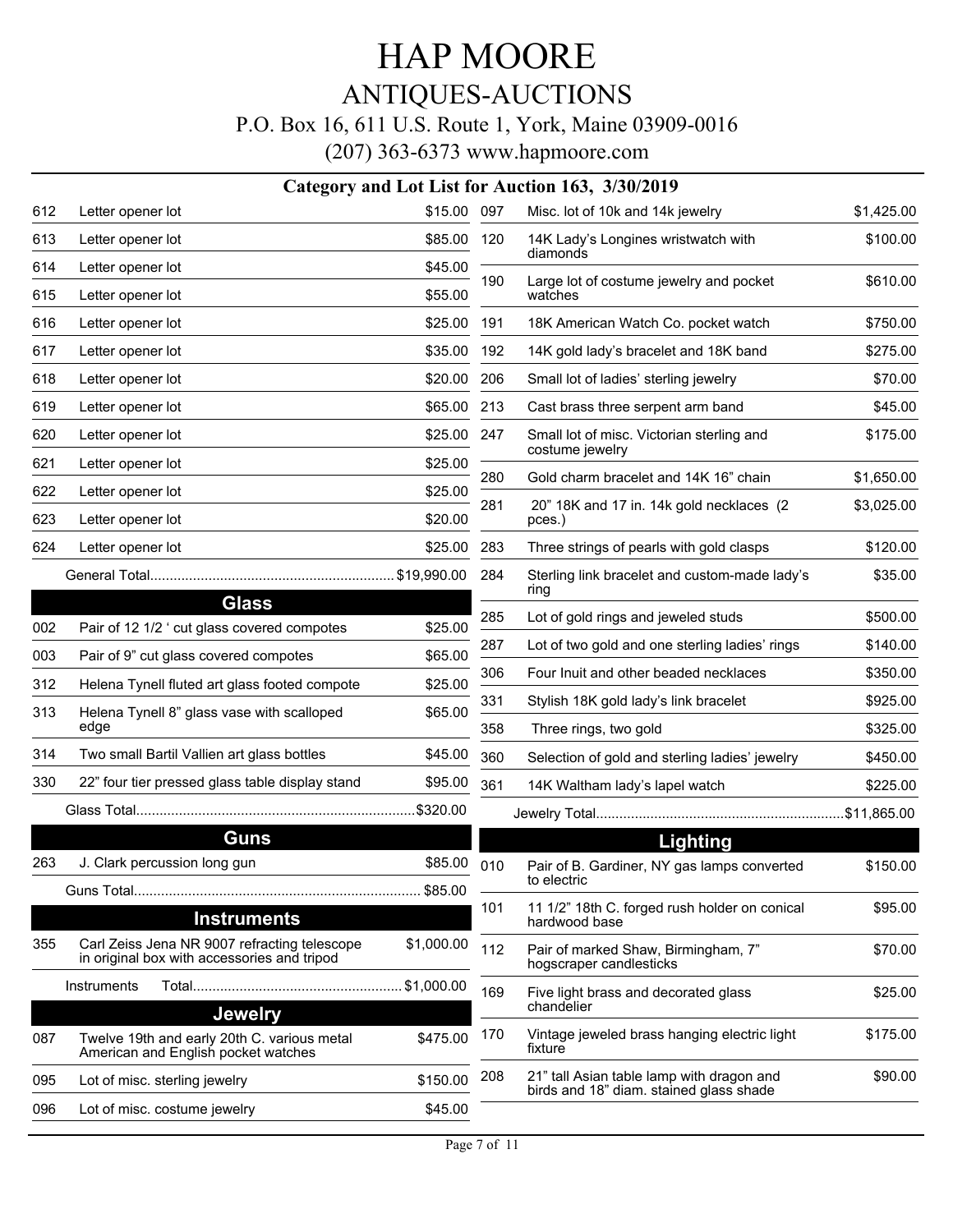# HAP MOORE

## ANTIQUES-AUCTIONS

P.O. Box 16, 611 U.S. Route 1, York, Maine 03909-0016

(207) 363-6373 www.hapmoore.com

### Category and Lot List for Auction 163, 3/30/2019

| Lot | Description | Price |
|---|---|---|
| 612 | Letter opener lot | $15.00 |
| 613 | Letter opener lot | $85.00 |
| 614 | Letter opener lot | $45.00 |
| 615 | Letter opener lot | $55.00 |
| 616 | Letter opener lot | $25.00 |
| 617 | Letter opener lot | $35.00 |
| 618 | Letter opener lot | $20.00 |
| 619 | Letter opener lot | $65.00 |
| 620 | Letter opener lot | $25.00 |
| 621 | Letter opener lot | $25.00 |
| 622 | Letter opener lot | $25.00 |
| 623 | Letter opener lot | $20.00 |
| 624 | Letter opener lot | $25.00 |
| | General Total | $19,990.00 |

## Glass

| Lot | Description | Price |
|---|---|---|
| 002 | Pair of 12 1/2 ' cut glass covered compotes | $25.00 |
| 003 | Pair of 9" cut glass covered compotes | $65.00 |
| 312 | Helena Tynell fluted art glass footed compote | $25.00 |
| 313 | Helena Tynell 8" glass vase with scalloped edge | $65.00 |
| 314 | Two small Bartil Vallien art glass bottles | $45.00 |
| 330 | 22" four tier pressed glass table display stand | $95.00 |
| | Glass Total | $320.00 |

## Guns

| Lot | Description | Price |
|---|---|---|
| 263 | J. Clark percussion long gun | $85.00 |
| | Guns Total | $85.00 |

## Instruments

| Lot | Description | Price |
|---|---|---|
| 355 | Carl Zeiss Jena NR 9007 refracting telescope in original box with accessories and tripod | $1,000.00 |
| | Instruments Total | $1,000.00 |

## Jewelry

| Lot | Description | Price |
|---|---|---|
| 087 | Twelve 19th and early 20th C. various metal American and English pocket watches | $475.00 |
| 095 | Lot of misc. sterling jewelry | $150.00 |
| 096 | Lot of misc. costume jewelry | $45.00 |
| 097 | Misc. lot of 10k and 14k jewelry | $1,425.00 |
| 120 | 14K Lady's Longines wristwatch with diamonds | $100.00 |
| 190 | Large lot of costume jewelry and pocket watches | $610.00 |
| 191 | 18K American Watch Co. pocket watch | $750.00 |
| 192 | 14K gold lady's bracelet and 18K band | $275.00 |
| 206 | Small lot of ladies' sterling jewelry | $70.00 |
| 213 | Cast brass three serpent arm band | $45.00 |
| 247 | Small lot of misc. Victorian sterling and costume jewelry | $175.00 |
| 280 | Gold charm bracelet and 14K 16" chain | $1,650.00 |
| 281 | 20" 18K and 17 in. 14k gold necklaces (2 pces.) | $3,025.00 |
| 283 | Three strings of pearls with gold clasps | $120.00 |
| 284 | Sterling link bracelet and custom-made lady's ring | $35.00 |
| 285 | Lot of gold rings and jeweled studs | $500.00 |
| 287 | Lot of two gold and one sterling ladies' rings | $140.00 |
| 306 | Four Inuit and other beaded necklaces | $350.00 |
| 331 | Stylish 18K gold lady's link bracelet | $925.00 |
| 358 | Three rings, two gold | $325.00 |
| 360 | Selection of gold and sterling ladies' jewelry | $450.00 |
| 361 | 14K Waltham lady's lapel watch | $225.00 |
| | Jewelry Total | $11,865.00 |

## Lighting

| Lot | Description | Price |
|---|---|---|
| 010 | Pair of B. Gardiner, NY gas lamps converted to electric | $150.00 |
| 101 | 11 1/2" 18th C. forged rush holder on conical hardwood base | $95.00 |
| 112 | Pair of marked Shaw, Birmingham, 7" hogscraper candlesticks | $70.00 |
| 169 | Five light brass and decorated glass chandelier | $25.00 |
| 170 | Vintage jeweled brass hanging electric light fixture | $175.00 |
| 208 | 21" tall Asian table lamp with dragon and birds and 18" diam. stained glass shade | $90.00 |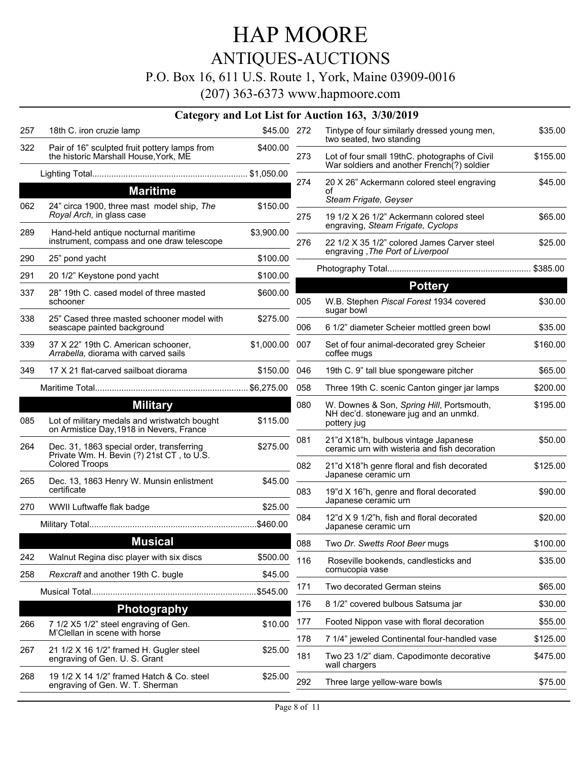# HAP MOORE

## ANTIQUES-AUCTIONS

P.O. Box 16, 611 U.S. Route 1, York, Maine 03909-0016

(207) 363-6373 www.hapmoore.com

### Category and Lot List for Auction 163, 3/30/2019

| Lot | Description | Price |
|---|---|---|
| 257 | 18th C. iron cruzie lamp | $45.00 |
| 322 | Pair of 16" sculpted fruit pottery lamps from the historic Marshall House,York, ME | $400.00 |
| | Lighting Total | $1,050.00 |

### Maritime

| Lot | Description | Price |
|---|---|---|
| 062 | 24" circa 1900, three mast model ship, *The Royal Arch,* in glass case | $150.00 |
| 289 | Hand-held antique nocturnal maritime instrument, compass and one draw telescope | $3,900.00 |
| 290 | 25" pond yacht | $100.00 |
| 291 | 20 1/2" Keystone pond yacht | $100.00 |
| 337 | 28" 19th C. cased model of three masted schooner | $600.00 |
| 338 | 25" Cased three masted schooner model with seascape painted background | $275.00 |
| 339 | 37 X 22" 19th C. American schooner, *Arrabella,* diorama with carved sails | $1,000.00 |
| 349 | 17 X 21 flat-carved sailboat diorama | $150.00 |
| | Maritime Total | $6,275.00 |

### Military

| Lot | Description | Price |
|---|---|---|
| 085 | Lot of military medals and wristwatch bought on Armistice Day,1918 in Nevers, France | $115.00 |
| 264 | Dec. 31, 1863 special order, transferring Private Wm. H. Bevin (?) 21st CT , to U.S. Colored Troops | $275.00 |
| 265 | Dec. 13, 1863 Henry W. Munsin enlistment certificate | $45.00 |
| 270 | WWII Luftwaffe flak badge | $25.00 |
| | Military Total | $460.00 |

### Musical

| Lot | Description | Price |
|---|---|---|
| 242 | Walnut Regina disc player with six discs | $500.00 |
| 258 | *Rexcraft* and another 19th C. bugle | $45.00 |
| | Musical Total | $545.00 |

### Photography

| Lot | Description | Price |
|---|---|---|
| 266 | 7 1/2 X5 1/2" steel engraving of Gen. M'Clellan in scene with horse | $10.00 |
| 267 | 21 1/2 X 16 1/2" framed H. Gugler steel engraving of Gen. U. S. Grant | $25.00 |
| 268 | 19 1/2 X 14 1/2" framed Hatch & Co. steel engraving of Gen. W. T. Sherman | $25.00 |
| 272 | Tintype of four similarly dressed young men, two seated, two standing | $35.00 |
| 273 | Lot of four small 19thC. photographs of Civil War soldiers and another French(?) soldier | $155.00 |
| 274 | 20 X 26" Ackermann colored steel engraving of *Steam Frigate, Geyser* | $45.00 |
| 275 | 19 1/2 X 26 1/2" Ackermann colored steel engraving, *Steam Frigate, Cyclops* | $65.00 |
| 276 | 22 1/2 X 35 1/2" colored James Carver steel engraving ,*The Port of Liverpool* | $25.00 |
| | Photography Total | $385.00 |

### Pottery

| Lot | Description | Price |
|---|---|---|
| 005 | W.B. Stephen *Piscal Forest* 1934 covered sugar bowl | $30.00 |
| 006 | 6 1/2" diameter Scheier mottled green bowl | $35.00 |
| 007 | Set of four animal-decorated grey Scheier coffee mugs | $160.00 |
| 046 | 19th C. 9" tall blue spongeware pitcher | $65.00 |
| 058 | Three 19th C. scenic Canton ginger jar lamps | $200.00 |
| 080 | W. Downes & Son, *Spring Hill*, Portsmouth, NH dec'd. stoneware jug and an unmkd. pottery jug | $195.00 |
| 081 | 21"d X18"h, bulbous vintage Japanese ceramic urn with wisteria and fish decoration | $50.00 |
| 082 | 21"d X18"h genre floral and fish decorated Japanese ceramic urn | $125.00 |
| 083 | 19"d X 16"h, genre and floral decorated Japanese ceramic urn | $90.00 |
| 084 | 12"d X 9 1/2"h, fish and floral decorated Japanese ceramic urn | $20.00 |
| 088 | Two *Dr. Swetts Root Beer* mugs | $100.00 |
| 116 | Roseville bookends, candlesticks and cornucopia vase | $35.00 |
| 171 | Two decorated German steins | $65.00 |
| 176 | 8 1/2" covered bulbous Satsuma jar | $30.00 |
| 177 | Footed Nippon vase with floral decoration | $55.00 |
| 178 | 7 1/4" jeweled Continental four-handled vase | $125.00 |
| 181 | Two 23 1/2" diam. Capodimonte decorative wall chargers | $475.00 |
| 292 | Three large yellow-ware bowls | $75.00 |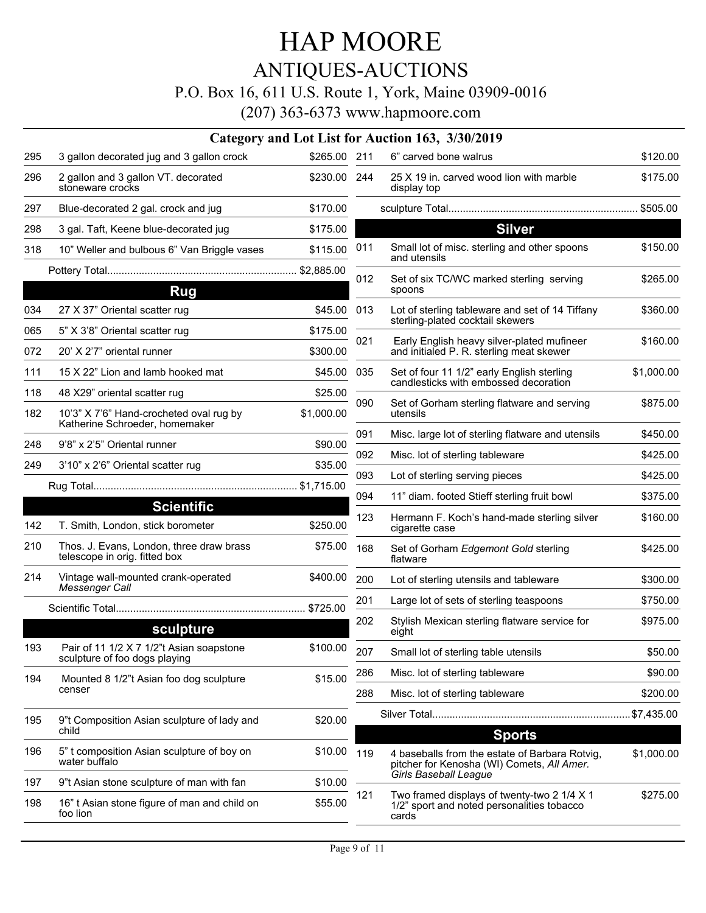# HAP MOORE

## ANTIQUES-AUCTIONS

P.O. Box 16, 611 U.S. Route 1, York, Maine 03909-0016

(207) 363-6373 www.hapmoore.com

### Category and Lot List for Auction 163, 3/30/2019

| Lot | Description | Price |
|---|---|---|
| 295 | 3 gallon decorated jug and 3 gallon crock | $265.00 |
| 296 | 2 gallon and 3 gallon VT. decorated stoneware crocks | $230.00 |
| 297 | Blue-decorated 2 gal. crock and jug | $170.00 |
| 298 | 3 gal. Taft, Keene blue-decorated jug | $175.00 |
| 318 | 10" Weller and bulbous 6" Van Briggle vases | $115.00 |
| | Pottery Total | $2,885.00 |

#### Rug

| Lot | Description | Price |
|---|---|---|
| 034 | 27 X 37" Oriental scatter rug | $45.00 |
| 065 | 5" X 3'8" Oriental scatter rug | $175.00 |
| 072 | 20' X 2'7" oriental runner | $300.00 |
| 111 | 15 X 22" Lion and lamb hooked mat | $45.00 |
| 118 | 48 X29" oriental scatter rug | $25.00 |
| 182 | 10'3" X 7'6" Hand-crocheted oval rug by Katherine Schroeder, homemaker | $1,000.00 |
| 248 | 9'8" x 2'5" Oriental runner | $90.00 |
| 249 | 3'10" x 2'6" Oriental scatter rug | $35.00 |
| | Rug Total | $1,715.00 |

#### Scientific

| Lot | Description | Price |
|---|---|---|
| 142 | T. Smith, London, stick borometer | $250.00 |
| 210 | Thos. J. Evans, London, three draw brass telescope in orig. fitted box | $75.00 |
| 214 | Vintage wall-mounted crank-operated *Messenger Call* | $400.00 |
| | Scientific Total | $725.00 |

#### sculpture

| Lot | Description | Price |
|---|---|---|
| 193 | Pair of 11 1/2 X 7 1/2"t Asian soapstone sculpture of foo dogs playing | $100.00 |
| 194 | Mounted 8 1/2"t Asian foo dog sculpture censer | $15.00 |
| 195 | 9"t Composition Asian sculpture of lady and child | $20.00 |
| 196 | 5" t composition Asian sculpture of boy on water buffalo | $10.00 |
| 197 | 9"t Asian stone sculpture of man with fan | $10.00 |
| 198 | 16" t Asian stone figure of man and child on foo lion | $55.00 |
| 211 | 6" carved bone walrus | $120.00 |
| 244 | 25 X 19 in. carved wood lion with marble display top | $175.00 |
| | sculpture Total | $505.00 |

#### Silver

| Lot | Description | Price |
|---|---|---|
| 011 | Small lot of misc. sterling and other spoons and utensils | $150.00 |
| 012 | Set of six TC/WC marked sterling serving spoons | $265.00 |
| 013 | Lot of sterling tableware and set of 14 Tiffany sterling-plated cocktail skewers | $360.00 |
| 021 | Early English heavy silver-plated mufineer and initialed P. R. sterling meat skewer | $160.00 |
| 035 | Set of four 11 1/2" early English sterling candlesticks with embossed decoration | $1,000.00 |
| 090 | Set of Gorham sterling flatware and serving utensils | $875.00 |
| 091 | Misc. large lot of sterling flatware and utensils | $450.00 |
| 092 | Misc. lot of sterling tableware | $425.00 |
| 093 | Lot of sterling serving pieces | $425.00 |
| 094 | 11" diam. footed Stieff sterling fruit bowl | $375.00 |
| 123 | Hermann F. Koch's hand-made sterling silver cigarette case | $160.00 |
| 168 | Set of Gorham *Edgemont Gold* sterling flatware | $425.00 |
| 200 | Lot of sterling utensils and tableware | $300.00 |
| 201 | Large lot of sets of sterling teaspoons | $750.00 |
| 202 | Stylish Mexican sterling flatware service for eight | $975.00 |
| 207 | Small lot of sterling table utensils | $50.00 |
| 286 | Misc. lot of sterling tableware | $90.00 |
| 288 | Misc. lot of sterling tableware | $200.00 |
| | Silver Total | $7,435.00 |

#### Sports

| Lot | Description | Price |
|---|---|---|
| 119 | 4 baseballs from the estate of Barbara Rotvig, pitcher for Kenosha (WI) Comets, *All Amer. Girls Baseball League* | $1,000.00 |
| 121 | Two framed displays of twenty-two 2 1/4 X 1 1/2" sport and noted personalities tobacco cards | $275.00 |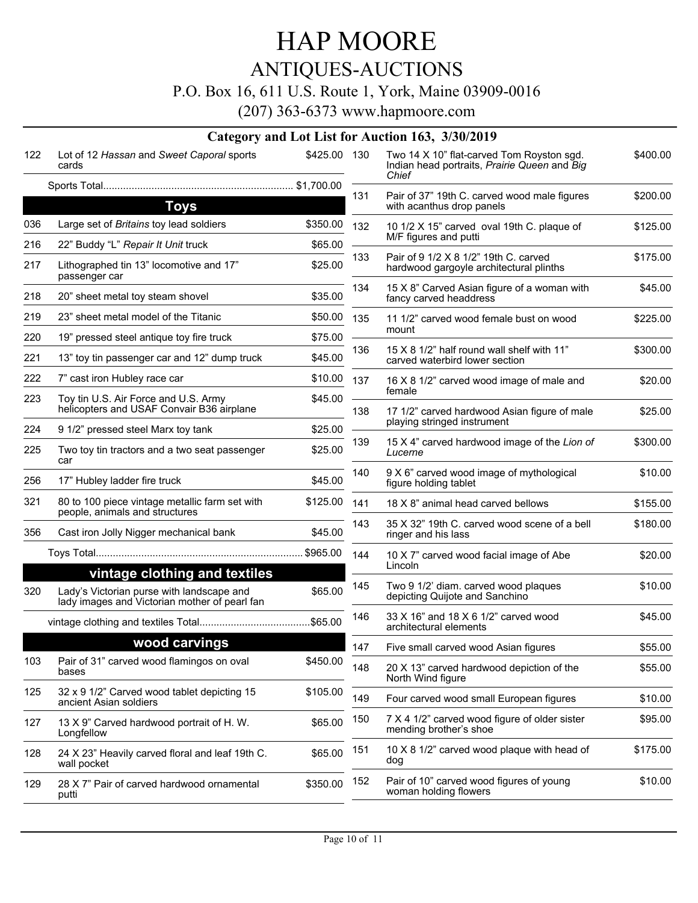# HAP MOORE

## ANTIQUES-AUCTIONS

P.O. Box 16, 611 U.S. Route 1, York, Maine 03909-0016

(207) 363-6373 www.hapmoore.com

### Category and Lot List for Auction 163, 3/30/2019

| Lot | Description | Price |
|---|---|---|
| 122 | Lot of 12 *Hassan* and *Sweet Caporal* sports cards | $425.00 |
| | Sports Total | $1,700.00 |

### Toys

| Lot | Description | Price |
|---|---|---|
| 036 | Large set of *Britains* toy lead soldiers | $350.00 |
| 216 | 22" Buddy "L" *Repair It Unit* truck | $65.00 |
| 217 | Lithographed tin 13" locomotive and 17" passenger car | $25.00 |
| 218 | 20" sheet metal toy steam shovel | $35.00 |
| 219 | 23" sheet metal model of the Titanic | $50.00 |
| 220 | 19" pressed steel antique toy fire truck | $75.00 |
| 221 | 13" toy tin passenger car and 12" dump truck | $45.00 |
| 222 | 7" cast iron Hubley race car | $10.00 |
| 223 | Toy tin U.S. Air Force and U.S. Army helicopters and USAF Convair B36 airplane | $45.00 |
| 224 | 9 1/2" pressed steel Marx toy tank | $25.00 |
| 225 | Two toy tin tractors and a two seat passenger car | $25.00 |
| 256 | 17" Hubley ladder fire truck | $45.00 |
| 321 | 80 to 100 piece vintage metallic farm set with people, animals and structures | $125.00 |
| 356 | Cast iron Jolly Nigger mechanical bank | $45.00 |
| | Toys Total | $965.00 |

### vintage clothing and textiles

| Lot | Description | Price |
|---|---|---|
| 320 | Lady's Victorian purse with landscape and lady images and Victorian mother of pearl fan | $65.00 |
| | vintage clothing and textiles Total | $65.00 |

### wood carvings

| Lot | Description | Price |
|---|---|---|
| 103 | Pair of 31" carved wood flamingos on oval bases | $450.00 |
| 125 | 32 x 9 1/2" Carved wood tablet depicting 15 ancient Asian soldiers | $105.00 |
| 127 | 13 X 9" Carved hardwood portrait of H. W. Longfellow | $65.00 |
| 128 | 24 X 23" Heavily carved floral and leaf 19th C. wall pocket | $65.00 |
| 129 | 28 X 7" Pair of carved hardwood ornamental putti | $350.00 |
| 130 | Two 14 X 10" flat-carved Tom Royston sgd. Indian head portraits, *Prairie Queen* and *Big Chief* | $400.00 |
| 131 | Pair of 37" 19th C. carved wood male figures with acanthus drop panels | $200.00 |
| 132 | 10 1/2 X 15" carved oval 19th C. plaque of M/F figures and putti | $125.00 |
| 133 | Pair of 9 1/2 X 8 1/2" 19th C. carved hardwood gargoyle architectural plinths | $175.00 |
| 134 | 15 X 8" Carved Asian figure of a woman with fancy carved headdress | $45.00 |
| 135 | 11 1/2" carved wood female bust on wood mount | $225.00 |
| 136 | 15 X 8 1/2" half round wall shelf with 11" carved waterbird lower section | $300.00 |
| 137 | 16 X 8 1/2" carved wood image of male and female | $20.00 |
| 138 | 17 1/2" carved hardwood Asian figure of male playing stringed instrument | $25.00 |
| 139 | 15 X 4" carved hardwood image of the *Lion of Lucerne* | $300.00 |
| 140 | 9 X 6" carved wood image of mythological figure holding tablet | $10.00 |
| 141 | 18 X 8" animal head carved bellows | $155.00 |
| 143 | 35 X 32" 19th C. carved wood scene of a bell ringer and his lass | $180.00 |
| 144 | 10 X 7" carved wood facial image of Abe Lincoln | $20.00 |
| 145 | Two 9 1/2' diam. carved wood plaques depicting Quijote and Sanchino | $10.00 |
| 146 | 33 X 16" and 18 X 6 1/2" carved wood architectural elements | $45.00 |
| 147 | Five small carved wood Asian figures | $55.00 |
| 148 | 20 X 13" carved hardwood depiction of the North Wind figure | $55.00 |
| 149 | Four carved wood small European figures | $10.00 |
| 150 | 7 X 4 1/2" carved wood figure of older sister mending brother's shoe | $95.00 |
| 151 | 10 X 8 1/2" carved wood plaque with head of dog | $175.00 |
| 152 | Pair of 10" carved wood figures of young woman holding flowers | $10.00 |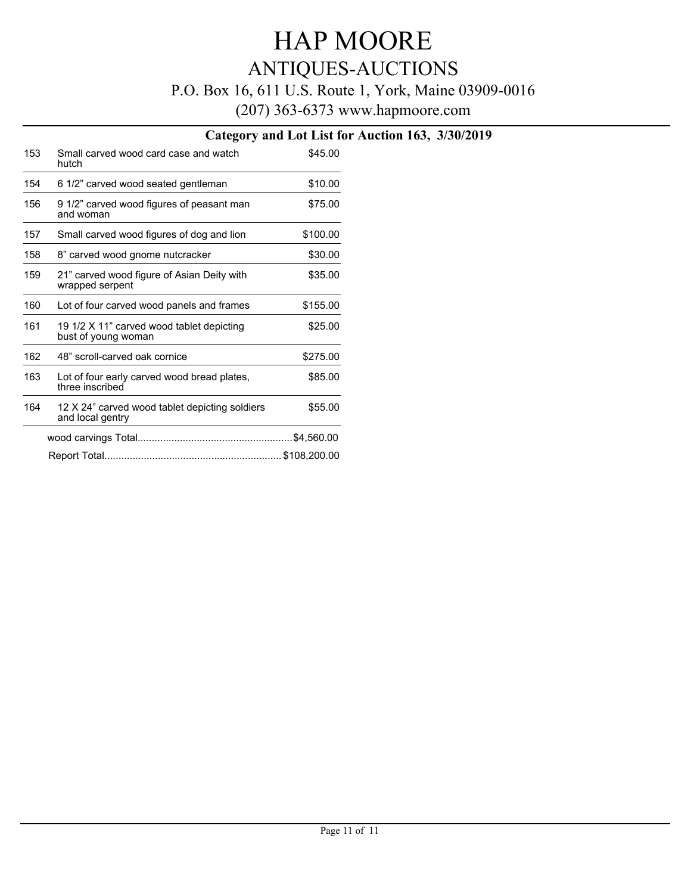# HAP MOORE

## ANTIQUES-AUCTIONS

P.O. Box 16, 611 U.S. Route 1, York, Maine 03909-0016

(207) 363-6373 www.hapmoore.com

### Category and Lot List for Auction 163, 3/30/2019

| | | |
|---|---|---|
| 153 | Small carved wood card case and watch hutch | $45.00 |
| 154 | 6 1/2" carved wood seated gentleman | $10.00 |
| 156 | 9 1/2" carved wood figures of peasant man and woman | $75.00 |
| 157 | Small carved wood figures of dog and lion | $100.00 |
| 158 | 8" carved wood gnome nutcracker | $30.00 |
| 159 | 21" carved wood figure of Asian Deity with wrapped serpent | $35.00 |
| 160 | Lot of four carved wood panels and frames | $155.00 |
| 161 | 19 1/2 X 11" carved wood tablet depicting bust of young woman | $25.00 |
| 162 | 48" scroll-carved oak cornice | $275.00 |
| 163 | Lot of four early carved wood bread plates, three inscribed | $85.00 |
| 164 | 12 X 24" carved wood tablet depicting soldiers and local gentry | $55.00 |
| | wood carvings Total | $4,560.00 |
| | Report Total | $108,200.00 |